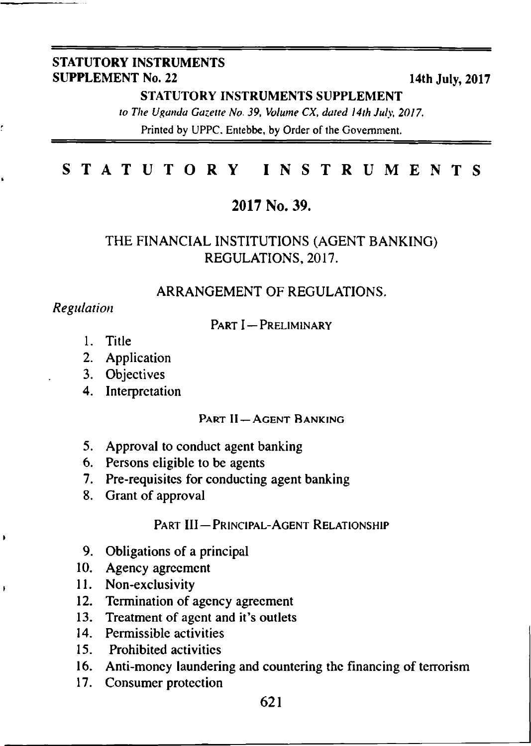**STATUTORY INSTRUMENTS SUPPLEMENT No. 22** — 14th July, 2017

**STATUTORY INSTRUMENTS SUPPLEMENT**

*to The Uganda Gazette No. 39, Volume CX, dated 14th July, 2017.*

Printed by UPPC, Entebbe, by Order of the Government.

# STATUTORY INSTRUMENTS

## 2017 No. 39.

## THE FINANCIAL INSTITUTIONS (AGENT BANKING) REGULATIONS, 2017.

### ARRANGEMENT OF REGULATIONS.

*Regulation*

PART I—PRELIMINARY

1. Title
2. Application
3. Objectives
4. Interpretation

PART II—AGENT BANKING

5. Approval to conduct agent banking
6. Persons eligible to be agents
7. Pre-requisites for conducting agent banking
8. Grant of approval

PART III—PRINCIPAL-AGENT RELATIONSHIP

9. Obligations of a principal
10. Agency agreement
11. Non-exclusivity
12. Termination of agency agreement
13. Treatment of agent and it's outlets
14. Permissible activities
15. Prohibited activities
16. Anti-money laundering and countering the financing of terrorism
17. Consumer protection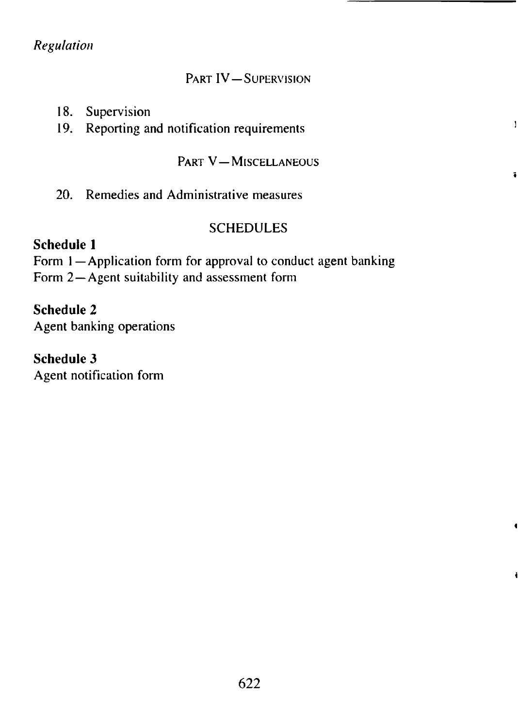*Regulation*

PART IV—SUPERVISION

18. Supervision
19. Reporting and notification requirements

PART V—MISCELLANEOUS

20. Remedies and Administrative measures

SCHEDULES

**Schedule 1**
Form 1—Application form for approval to conduct agent banking
Form 2—Agent suitability and assessment form

**Schedule 2**
Agent banking operations

**Schedule 3**
Agent notification form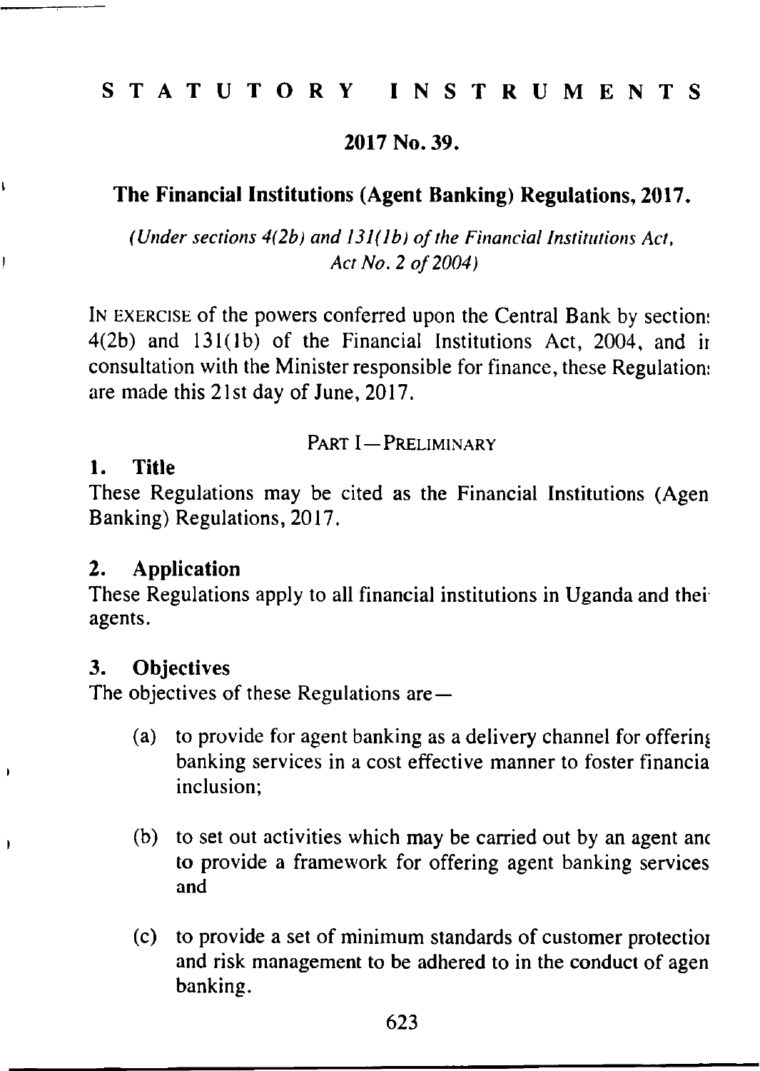# STATUTORY INSTRUMENTS

## 2017 No. 39.

## The Financial Institutions (Agent Banking) Regulations, 2017.

*(Under sections 4(2b) and 131(1b) of the Financial Institutions Act, Act No. 2 of 2004)*

IN EXERCISE of the powers conferred upon the Central Bank by sections 4(2b) and 131(1b) of the Financial Institutions Act, 2004, and in consultation with the Minister responsible for finance, these Regulations are made this 21st day of June, 2017.

### PART I—PRELIMINARY

**1. Title**

These Regulations may be cited as the Financial Institutions (Agent Banking) Regulations, 2017.

**2. Application**

These Regulations apply to all financial institutions in Uganda and their agents.

**3. Objectives**

The objectives of these Regulations are—

(a) to provide for agent banking as a delivery channel for offering banking services in a cost effective manner to foster financial inclusion;

(b) to set out activities which may be carried out by an agent and to provide a framework for offering agent banking services and

(c) to provide a set of minimum standards of customer protection and risk management to be adhered to in the conduct of agent banking.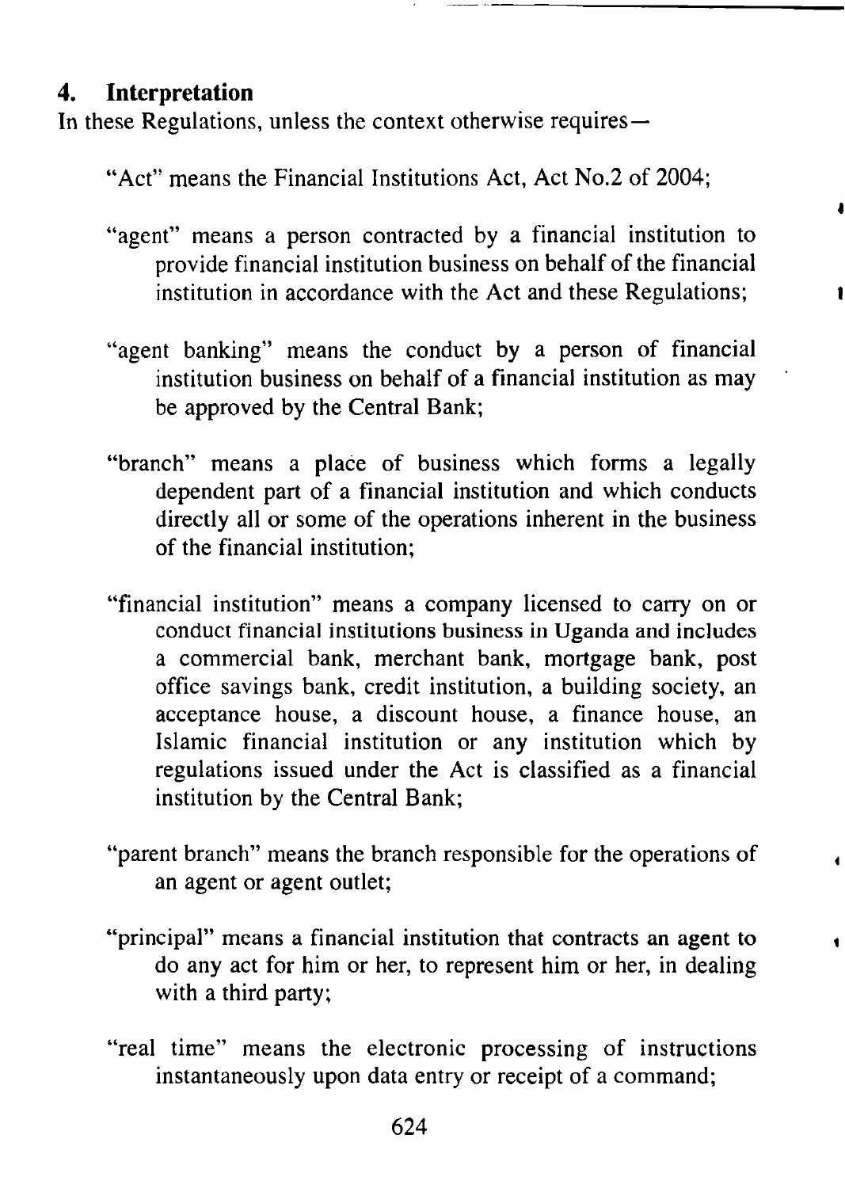## 4. Interpretation

In these Regulations, unless the context otherwise requires—

"Act" means the Financial Institutions Act, Act No.2 of 2004;

"agent" means a person contracted by a financial institution to provide financial institution business on behalf of the financial institution in accordance with the Act and these Regulations;

"agent banking" means the conduct by a person of financial institution business on behalf of a financial institution as may be approved by the Central Bank;

"branch" means a place of business which forms a legally dependent part of a financial institution and which conducts directly all or some of the operations inherent in the business of the financial institution;

"financial institution" means a company licensed to carry on or conduct financial institutions business in Uganda and includes a commercial bank, merchant bank, mortgage bank, post office savings bank, credit institution, a building society, an acceptance house, a discount house, a finance house, an Islamic financial institution or any institution which by regulations issued under the Act is classified as a financial institution by the Central Bank;

"parent branch" means the branch responsible for the operations of an agent or agent outlet;

"principal" means a financial institution that contracts an agent to do any act for him or her, to represent him or her, in dealing with a third party;

"real time" means the electronic processing of instructions instantaneously upon data entry or receipt of a command;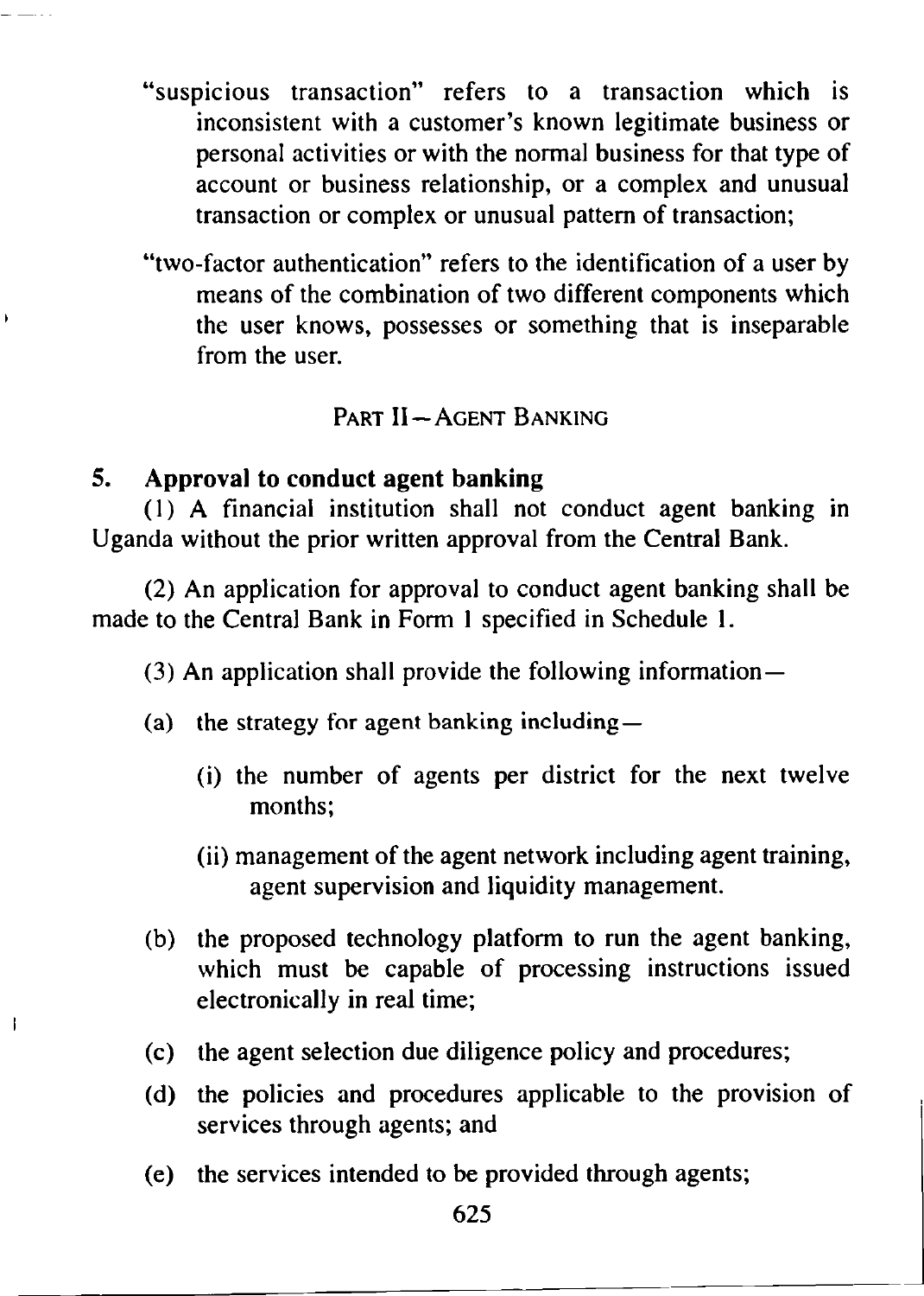"suspicious transaction" refers to a transaction which is inconsistent with a customer's known legitimate business or personal activities or with the normal business for that type of account or business relationship, or a complex and unusual transaction or complex or unusual pattern of transaction;

"two-factor authentication" refers to the identification of a user by means of the combination of two different components which the user knows, possesses or something that is inseparable from the user.

## PART II—AGENT BANKING

### 5. Approval to conduct agent banking

(1) A financial institution shall not conduct agent banking in Uganda without the prior written approval from the Central Bank.

(2) An application for approval to conduct agent banking shall be made to the Central Bank in Form 1 specified in Schedule 1.

(3) An application shall provide the following information—

(a) the strategy for agent banking including—

(i) the number of agents per district for the next twelve months;

(ii) management of the agent network including agent training, agent supervision and liquidity management.

(b) the proposed technology platform to run the agent banking, which must be capable of processing instructions issued electronically in real time;

(c) the agent selection due diligence policy and procedures;

(d) the policies and procedures applicable to the provision of services through agents; and

(e) the services intended to be provided through agents;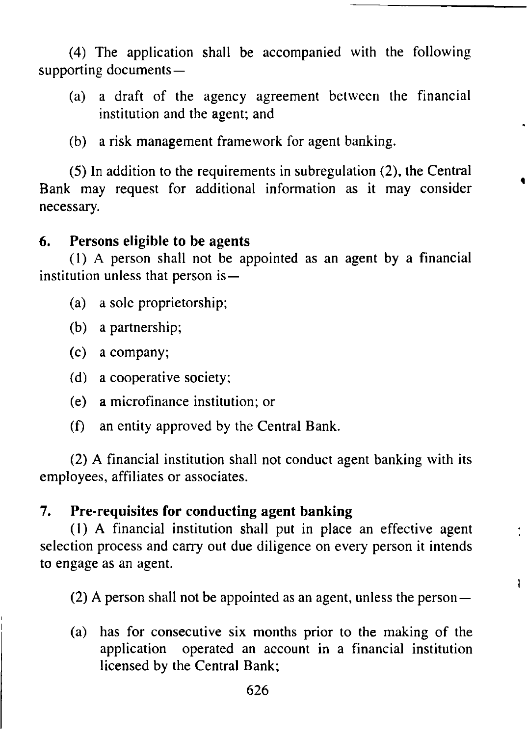(4) The application shall be accompanied with the following supporting documents—

(a) a draft of the agency agreement between the financial institution and the agent; and

(b) a risk management framework for agent banking.

(5) In addition to the requirements in subregulation (2), the Central Bank may request for additional information as it may consider necessary.

### 6. Persons eligible to be agents

(1) A person shall not be appointed as an agent by a financial institution unless that person is—

(a) a sole proprietorship;

(b) a partnership;

(c) a company;

(d) a cooperative society;

(e) a microfinance institution; or

(f) an entity approved by the Central Bank.

(2) A financial institution shall not conduct agent banking with its employees, affiliates or associates.

### 7. Pre-requisites for conducting agent banking

(1) A financial institution shall put in place an effective agent selection process and carry out due diligence on every person it intends to engage as an agent.

(2) A person shall not be appointed as an agent, unless the person—

(a) has for consecutive six months prior to the making of the application operated an account in a financial institution licensed by the Central Bank;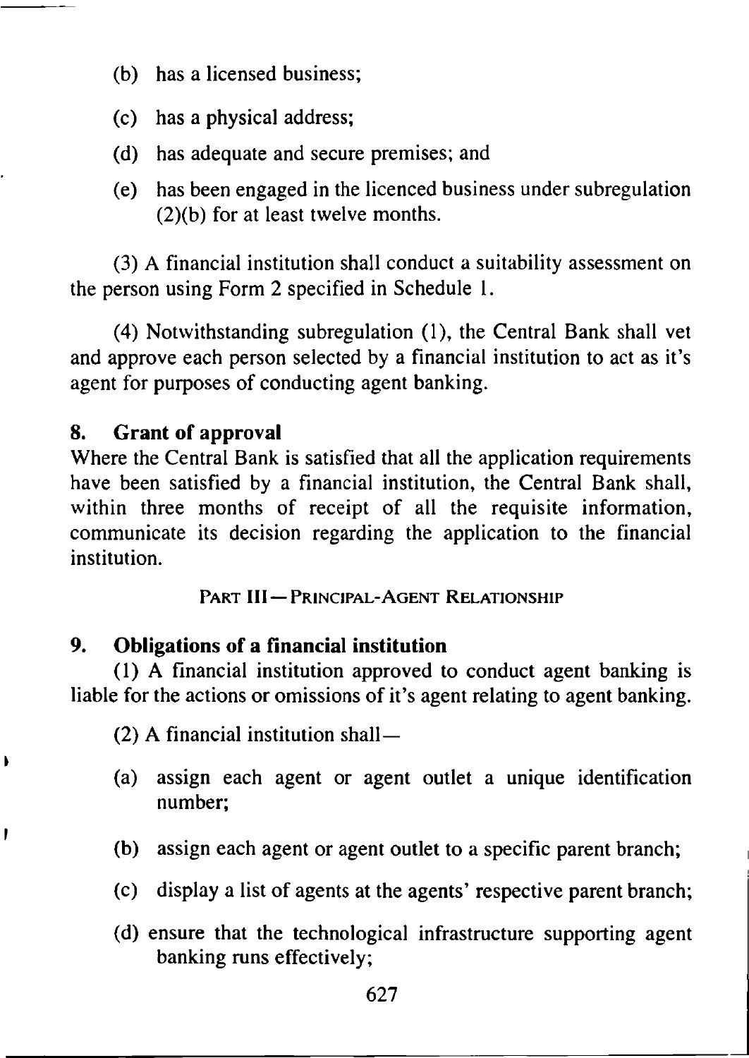(b) has a licensed business;

(c) has a physical address;

(d) has adequate and secure premises; and

(e) has been engaged in the licenced business under subregulation (2)(b) for at least twelve months.

(3) A financial institution shall conduct a suitability assessment on the person using Form 2 specified in Schedule 1.

(4) Notwithstanding subregulation (1), the Central Bank shall vet and approve each person selected by a financial institution to act as it's agent for purposes of conducting agent banking.

## 8. Grant of approval

Where the Central Bank is satisfied that all the application requirements have been satisfied by a financial institution, the Central Bank shall, within three months of receipt of all the requisite information, communicate its decision regarding the application to the financial institution.

PART III — PRINCIPAL-AGENT RELATIONSHIP

## 9. Obligations of a financial institution

(1) A financial institution approved to conduct agent banking is liable for the actions or omissions of it's agent relating to agent banking.

(2) A financial institution shall—

(a) assign each agent or agent outlet a unique identification number;

(b) assign each agent or agent outlet to a specific parent branch;

(c) display a list of agents at the agents' respective parent branch;

(d) ensure that the technological infrastructure supporting agent banking runs effectively;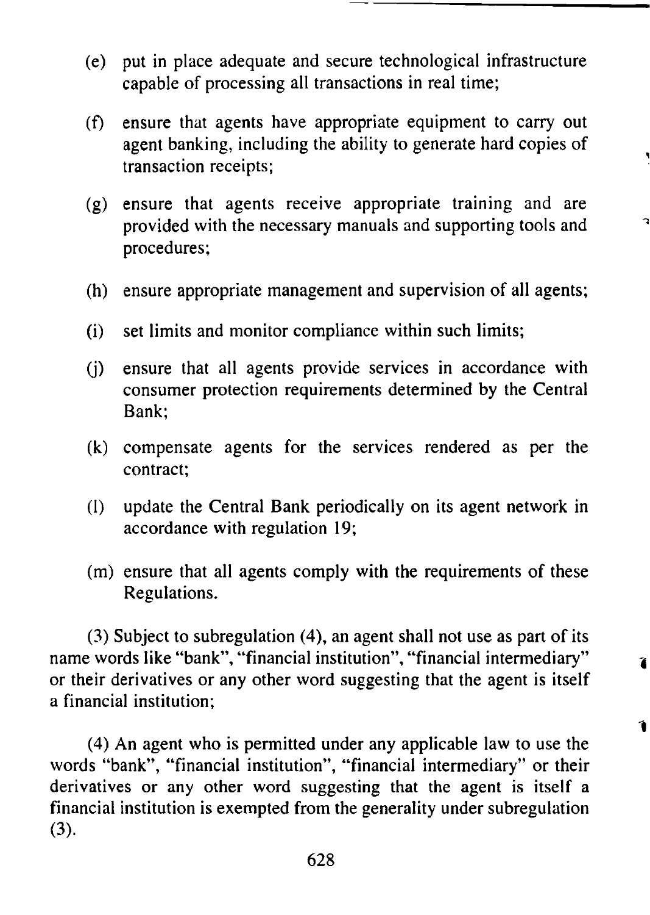(e) put in place adequate and secure technological infrastructure capable of processing all transactions in real time;

(f) ensure that agents have appropriate equipment to carry out agent banking, including the ability to generate hard copies of transaction receipts;

(g) ensure that agents receive appropriate training and are provided with the necessary manuals and supporting tools and procedures;

(h) ensure appropriate management and supervision of all agents;

(i) set limits and monitor compliance within such limits;

(j) ensure that all agents provide services in accordance with consumer protection requirements determined by the Central Bank;

(k) compensate agents for the services rendered as per the contract;

(l) update the Central Bank periodically on its agent network in accordance with regulation 19;

(m) ensure that all agents comply with the requirements of these Regulations.

(3) Subject to subregulation (4), an agent shall not use as part of its name words like "bank", "financial institution", "financial intermediary" or their derivatives or any other word suggesting that the agent is itself a financial institution;

(4) An agent who is permitted under any applicable law to use the words "bank", "financial institution", "financial intermediary" or their derivatives or any other word suggesting that the agent is itself a financial institution is exempted from the generality under subregulation (3).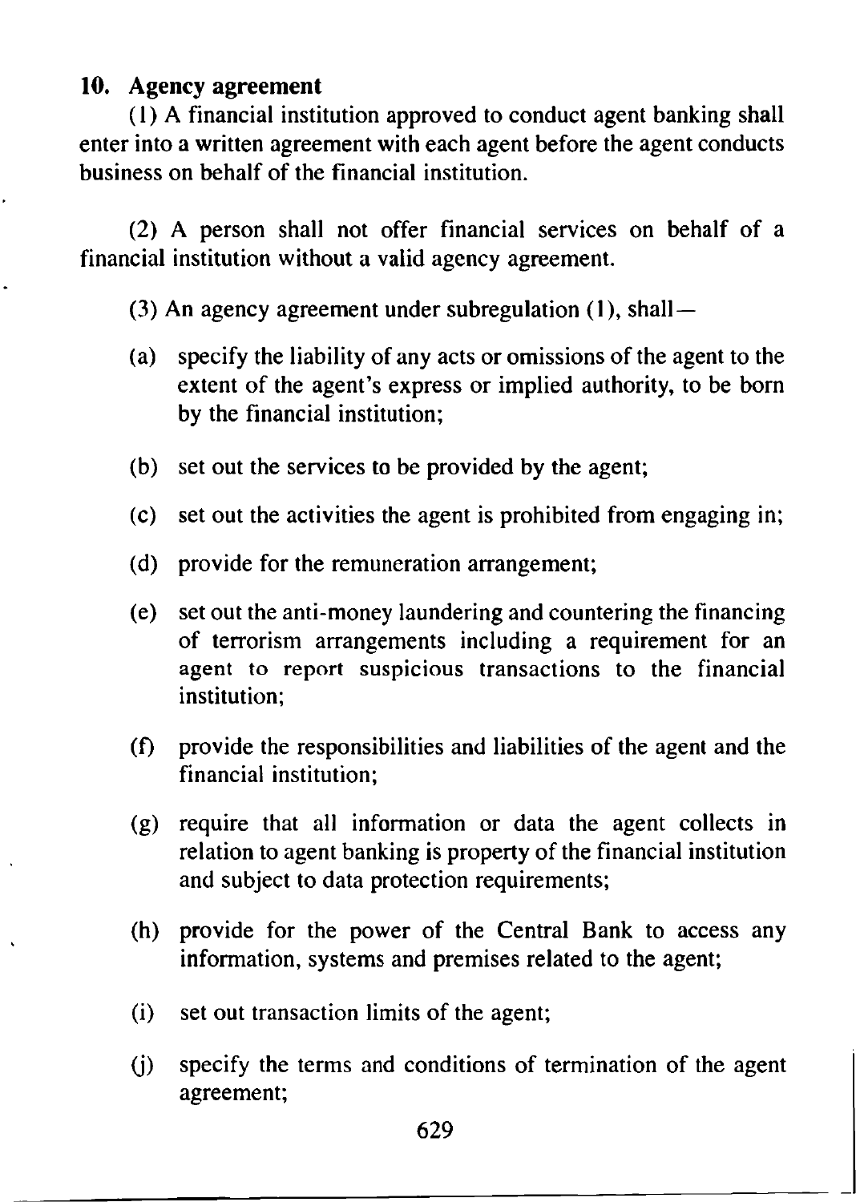### 10. Agency agreement

(1) A financial institution approved to conduct agent banking shall enter into a written agreement with each agent before the agent conducts business on behalf of the financial institution.

(2) A person shall not offer financial services on behalf of a financial institution without a valid agency agreement.

(3) An agency agreement under subregulation (1), shall—

(a) specify the liability of any acts or omissions of the agent to the extent of the agent's express or implied authority, to be born by the financial institution;

(b) set out the services to be provided by the agent;

(c) set out the activities the agent is prohibited from engaging in;

(d) provide for the remuneration arrangement;

(e) set out the anti-money laundering and countering the financing of terrorism arrangements including a requirement for an agent to report suspicious transactions to the financial institution;

(f) provide the responsibilities and liabilities of the agent and the financial institution;

(g) require that all information or data the agent collects in relation to agent banking is property of the financial institution and subject to data protection requirements;

(h) provide for the power of the Central Bank to access any information, systems and premises related to the agent;

(i) set out transaction limits of the agent;

(j) specify the terms and conditions of termination of the agent agreement;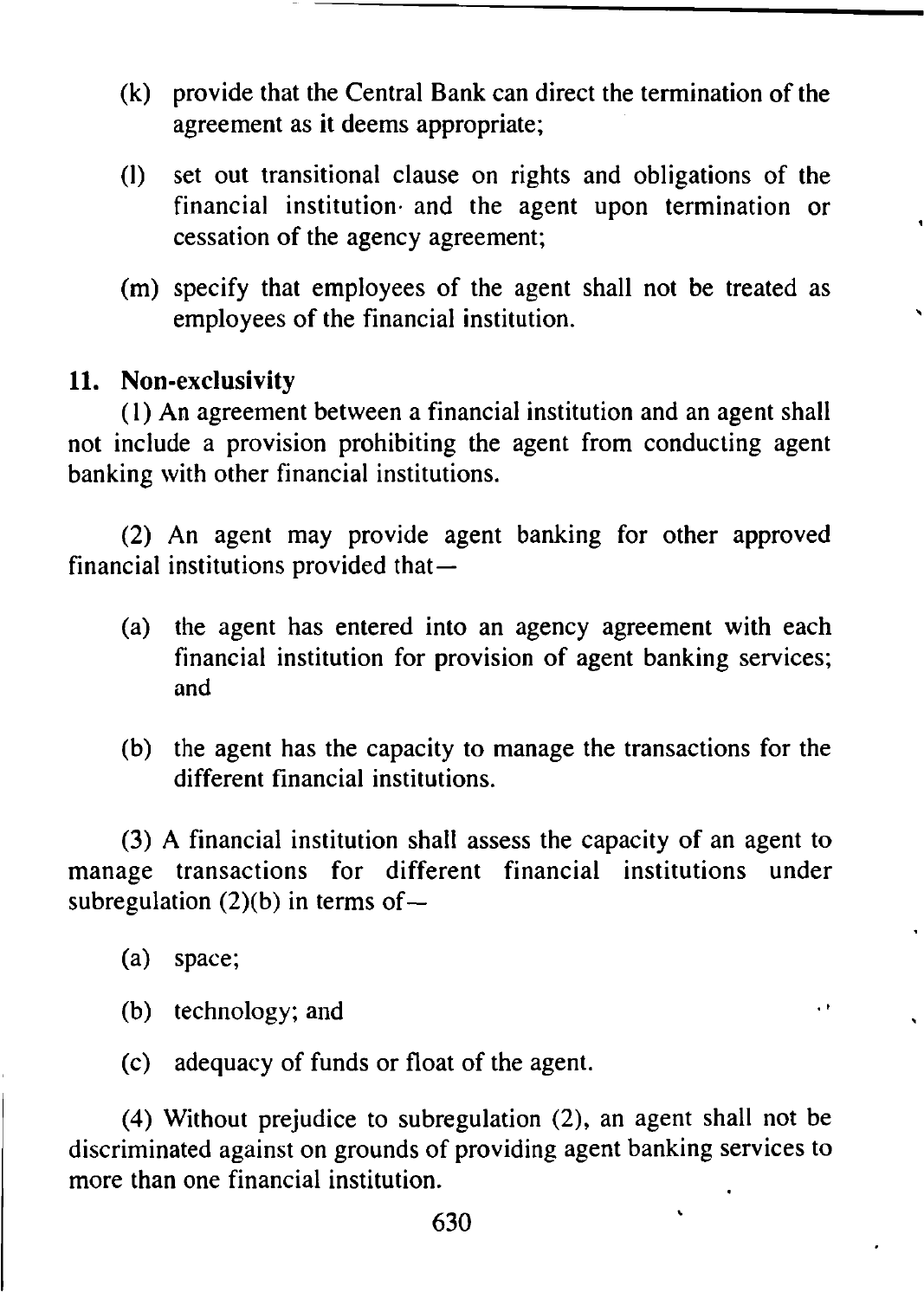(k) provide that the Central Bank can direct the termination of the agreement as it deems appropriate;

(l) set out transitional clause on rights and obligations of the financial institution and the agent upon termination or cessation of the agency agreement;

(m) specify that employees of the agent shall not be treated as employees of the financial institution.

**11. Non-exclusivity**

(1) An agreement between a financial institution and an agent shall not include a provision prohibiting the agent from conducting agent banking with other financial institutions.

(2) An agent may provide agent banking for other approved financial institutions provided that—

(a) the agent has entered into an agency agreement with each financial institution for provision of agent banking services; and

(b) the agent has the capacity to manage the transactions for the different financial institutions.

(3) A financial institution shall assess the capacity of an agent to manage transactions for different financial institutions under subregulation (2)(b) in terms of—

(a) space;

(b) technology; and

(c) adequacy of funds or float of the agent.

(4) Without prejudice to subregulation (2), an agent shall not be discriminated against on grounds of providing agent banking services to more than one financial institution.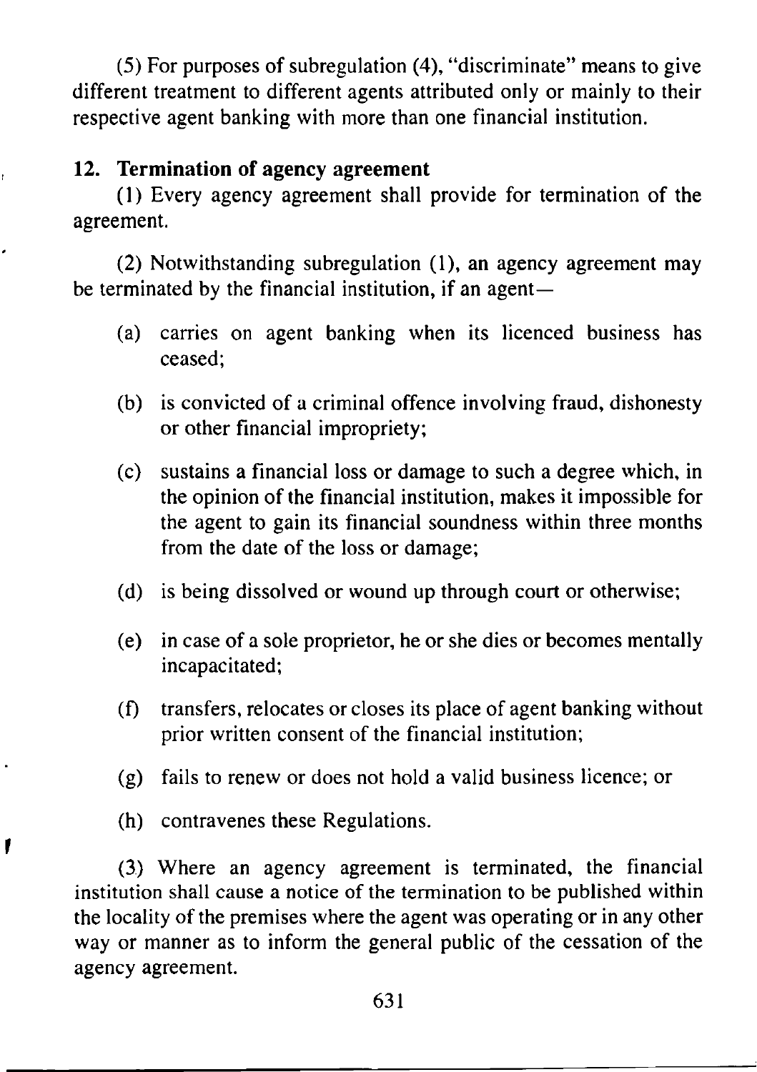(5) For purposes of subregulation (4), "discriminate" means to give different treatment to different agents attributed only or mainly to their respective agent banking with more than one financial institution.

## 12. Termination of agency agreement

(1) Every agency agreement shall provide for termination of the agreement.

(2) Notwithstanding subregulation (1), an agency agreement may be terminated by the financial institution, if an agent—

- (a) carries on agent banking when its licenced business has ceased;
- (b) is convicted of a criminal offence involving fraud, dishonesty or other financial impropriety;
- (c) sustains a financial loss or damage to such a degree which, in the opinion of the financial institution, makes it impossible for the agent to gain its financial soundness within three months from the date of the loss or damage;
- (d) is being dissolved or wound up through court or otherwise;
- (e) in case of a sole proprietor, he or she dies or becomes mentally incapacitated;
- (f) transfers, relocates or closes its place of agent banking without prior written consent of the financial institution;
- (g) fails to renew or does not hold a valid business licence; or
- (h) contravenes these Regulations.

(3) Where an agency agreement is terminated, the financial institution shall cause a notice of the termination to be published within the locality of the premises where the agent was operating or in any other way or manner as to inform the general public of the cessation of the agency agreement.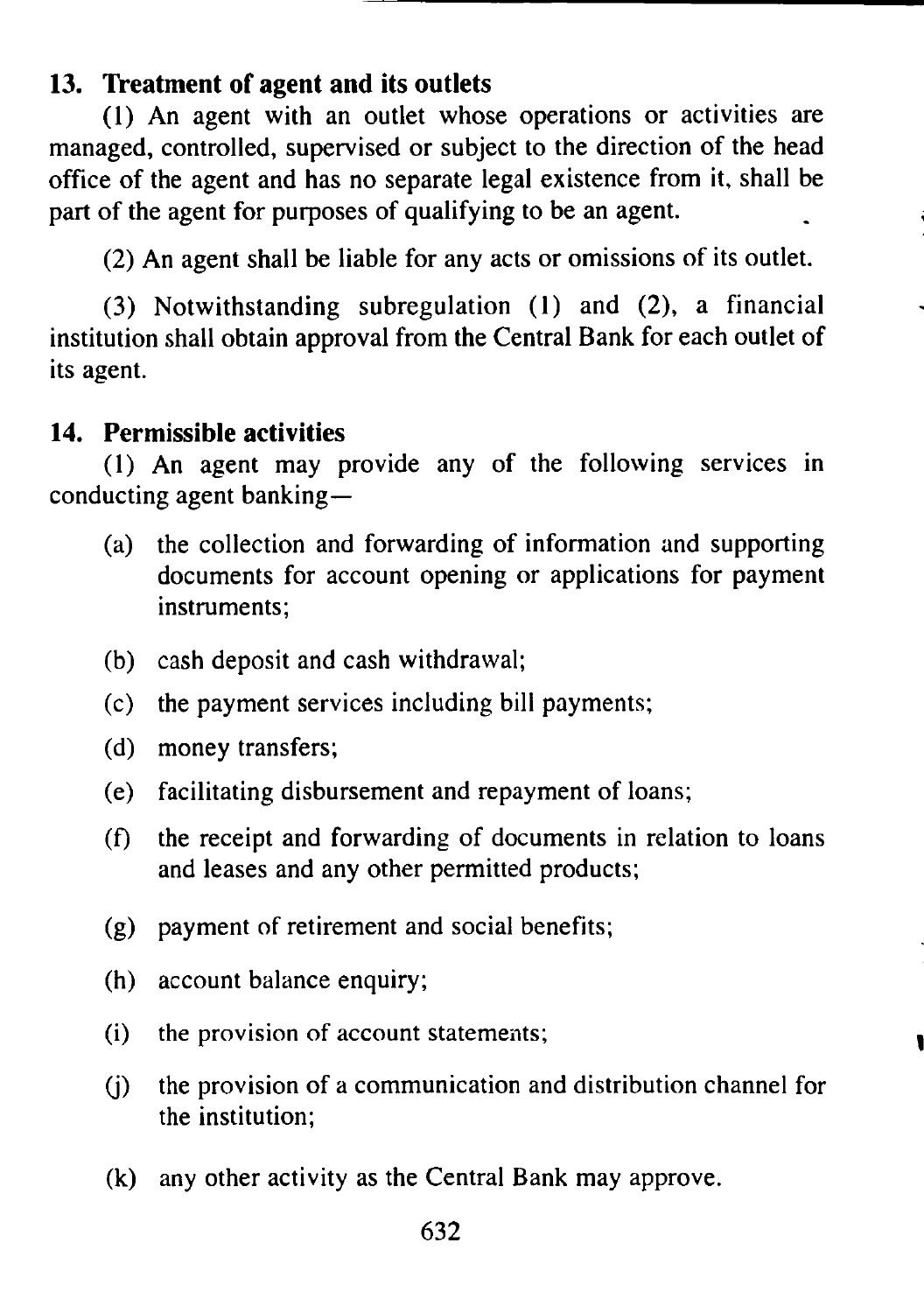## 13. Treatment of agent and its outlets

(1) An agent with an outlet whose operations or activities are managed, controlled, supervised or subject to the direction of the head office of the agent and has no separate legal existence from it, shall be part of the agent for purposes of qualifying to be an agent.

(2) An agent shall be liable for any acts or omissions of its outlet.

(3) Notwithstanding subregulation (1) and (2), a financial institution shall obtain approval from the Central Bank for each outlet of its agent.

## 14. Permissible activities

(1) An agent may provide any of the following services in conducting agent banking—

- (a) the collection and forwarding of information and supporting documents for account opening or applications for payment instruments;
- (b) cash deposit and cash withdrawal;
- (c) the payment services including bill payments;
- (d) money transfers;
- (e) facilitating disbursement and repayment of loans;
- (f) the receipt and forwarding of documents in relation to loans and leases and any other permitted products;
- (g) payment of retirement and social benefits;
- (h) account balance enquiry;
- (i) the provision of account statements;
- (j) the provision of a communication and distribution channel for the institution;
- (k) any other activity as the Central Bank may approve.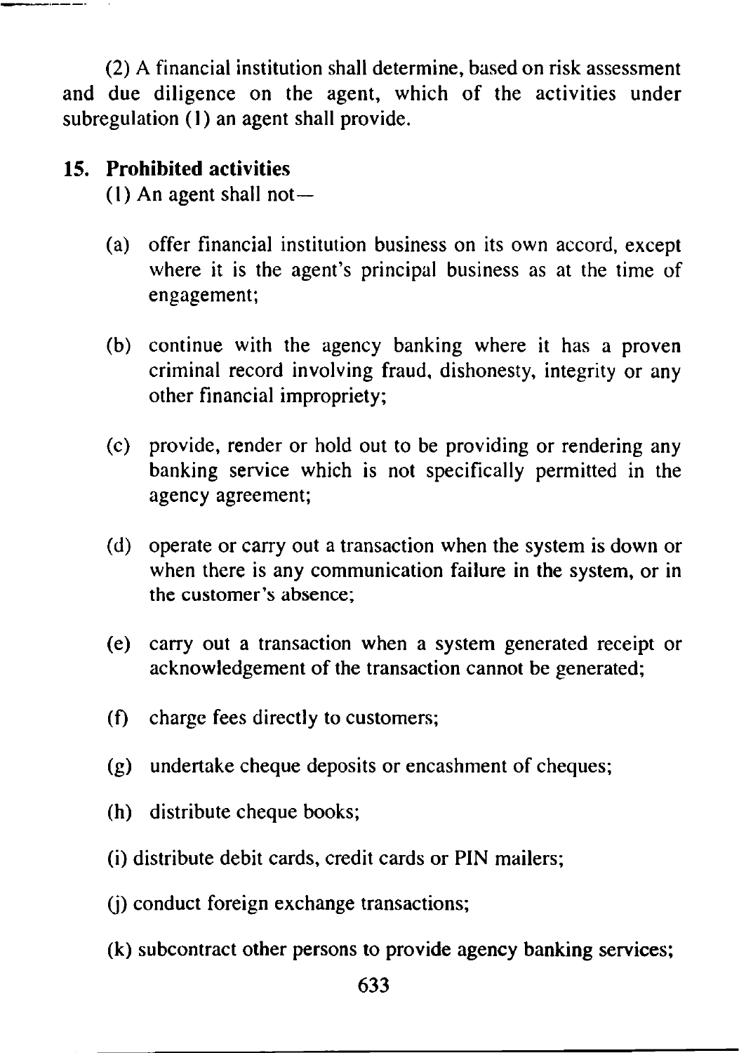(2) A financial institution shall determine, based on risk assessment and due diligence on the agent, which of the activities under subregulation (1) an agent shall provide.

## 15. Prohibited activities

(1) An agent shall not—

(a) offer financial institution business on its own accord, except where it is the agent's principal business as at the time of engagement;

(b) continue with the agency banking where it has a proven criminal record involving fraud, dishonesty, integrity or any other financial impropriety;

(c) provide, render or hold out to be providing or rendering any banking service which is not specifically permitted in the agency agreement;

(d) operate or carry out a transaction when the system is down or when there is any communication failure in the system, or in the customer's absence;

(e) carry out a transaction when a system generated receipt or acknowledgement of the transaction cannot be generated;

(f) charge fees directly to customers;

(g) undertake cheque deposits or encashment of cheques;

(h) distribute cheque books;

(i) distribute debit cards, credit cards or PIN mailers;

(j) conduct foreign exchange transactions;

(k) subcontract other persons to provide agency banking services;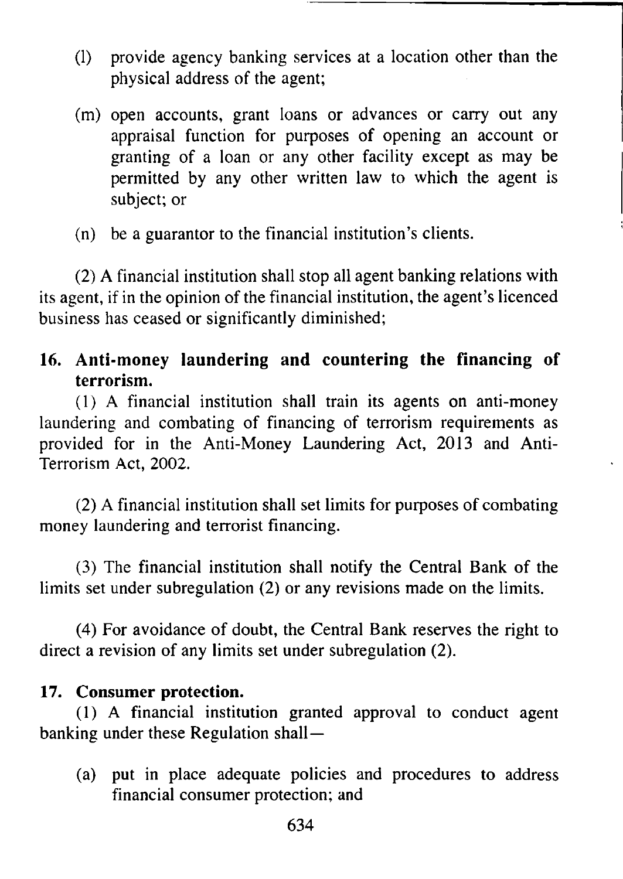(l) provide agency banking services at a location other than the physical address of the agent;

(m) open accounts, grant loans or advances or carry out any appraisal function for purposes of opening an account or granting of a loan or any other facility except as may be permitted by any other written law to which the agent is subject; or

(n) be a guarantor to the financial institution's clients.

(2) A financial institution shall stop all agent banking relations with its agent, if in the opinion of the financial institution, the agent's licenced business has ceased or significantly diminished;

**16. Anti-money laundering and countering the financing of terrorism.**

(1) A financial institution shall train its agents on anti-money laundering and combating of financing of terrorism requirements as provided for in the Anti-Money Laundering Act, 2013 and Anti-Terrorism Act, 2002.

(2) A financial institution shall set limits for purposes of combating money laundering and terrorist financing.

(3) The financial institution shall notify the Central Bank of the limits set under subregulation (2) or any revisions made on the limits.

(4) For avoidance of doubt, the Central Bank reserves the right to direct a revision of any limits set under subregulation (2).

**17. Consumer protection.**

(1) A financial institution granted approval to conduct agent banking under these Regulation shall—

(a) put in place adequate policies and procedures to address financial consumer protection; and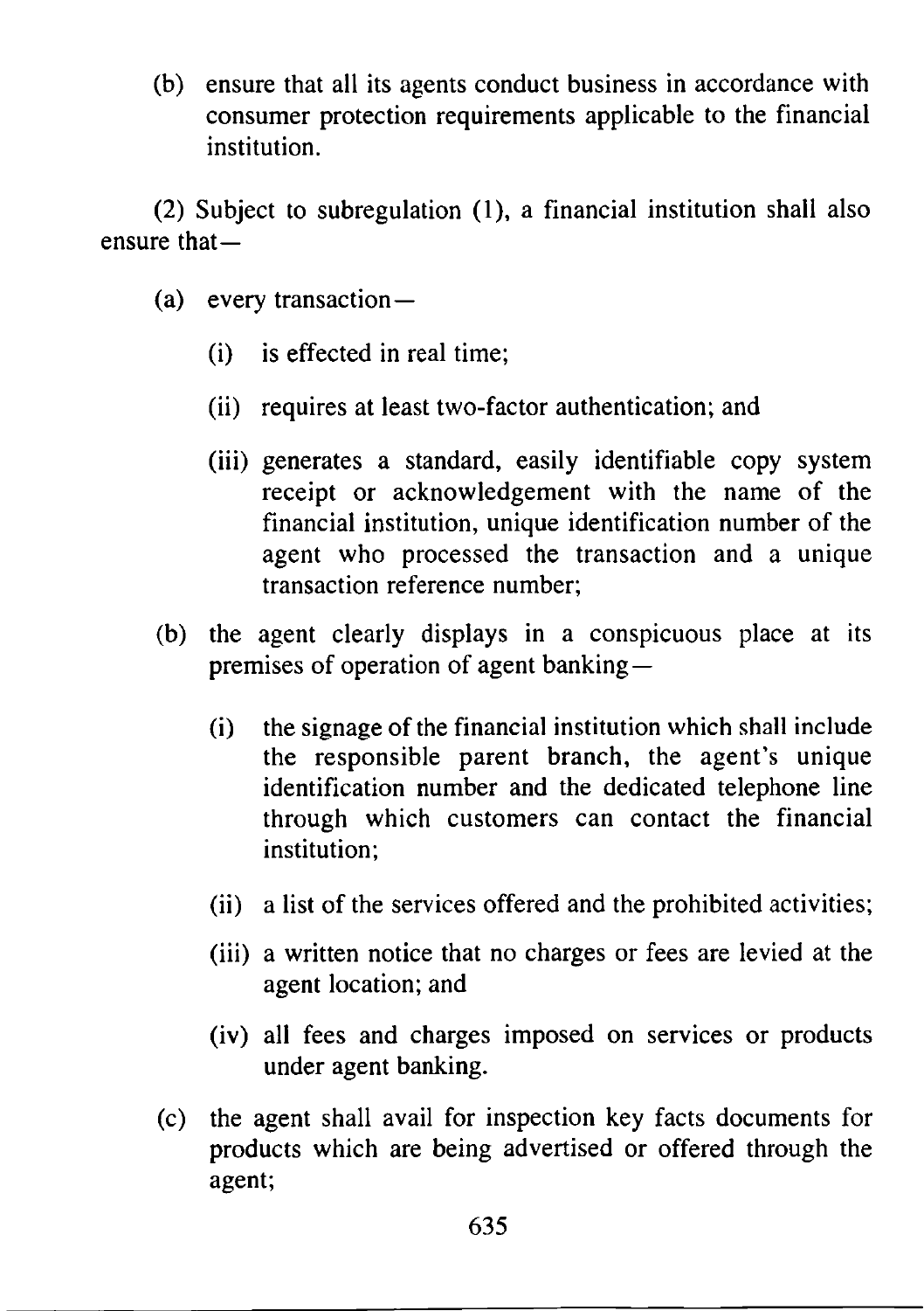(b) ensure that all its agents conduct business in accordance with consumer protection requirements applicable to the financial institution.

(2) Subject to subregulation (1), a financial institution shall also ensure that—

- (a) every transaction—
  - (i) is effected in real time;
  - (ii) requires at least two-factor authentication; and
  - (iii) generates a standard, easily identifiable copy system receipt or acknowledgement with the name of the financial institution, unique identification number of the agent who processed the transaction and a unique transaction reference number;
- (b) the agent clearly displays in a conspicuous place at its premises of operation of agent banking—
  - (i) the signage of the financial institution which shall include the responsible parent branch, the agent's unique identification number and the dedicated telephone line through which customers can contact the financial institution;
  - (ii) a list of the services offered and the prohibited activities;
  - (iii) a written notice that no charges or fees are levied at the agent location; and
  - (iv) all fees and charges imposed on services or products under agent banking.
- (c) the agent shall avail for inspection key facts documents for products which are being advertised or offered through the agent;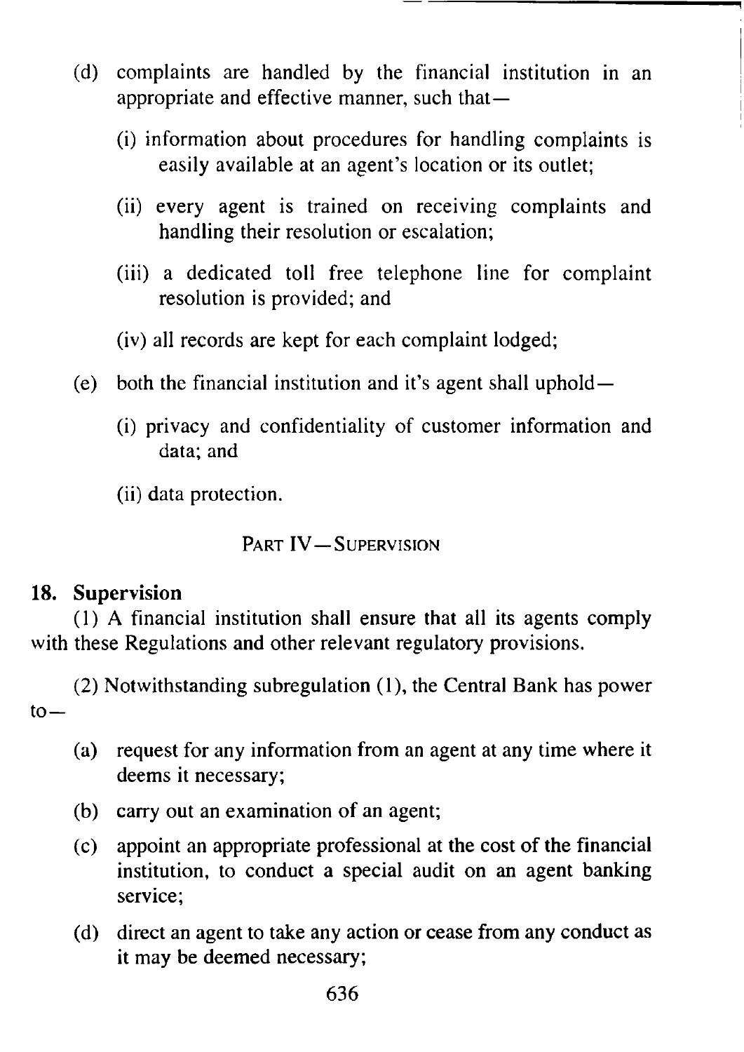(d) complaints are handled by the financial institution in an appropriate and effective manner, such that—

  (i) information about procedures for handling complaints is easily available at an agent's location or its outlet;

  (ii) every agent is trained on receiving complaints and handling their resolution or escalation;

  (iii) a dedicated toll free telephone line for complaint resolution is provided; and

  (iv) all records are kept for each complaint lodged;

(e) both the financial institution and it's agent shall uphold—

  (i) privacy and confidentiality of customer information and data; and

  (ii) data protection.

## PART IV—SUPERVISION

### 18. Supervision

(1) A financial institution shall ensure that all its agents comply with these Regulations and other relevant regulatory provisions.

(2) Notwithstanding subregulation (1), the Central Bank has power to—

(a) request for any information from an agent at any time where it deems it necessary;

(b) carry out an examination of an agent;

(c) appoint an appropriate professional at the cost of the financial institution, to conduct a special audit on an agent banking service;

(d) direct an agent to take any action or cease from any conduct as it may be deemed necessary;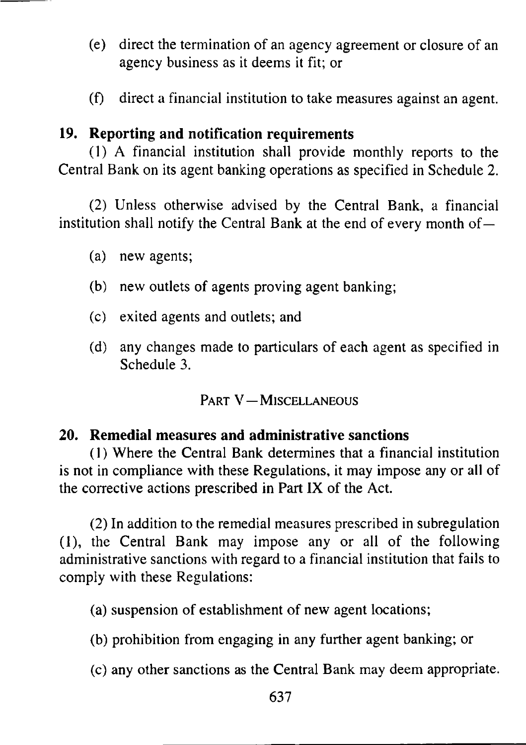(e) direct the termination of an agency agreement or closure of an agency business as it deems it fit; or

(f) direct a financial institution to take measures against an agent.

**19. Reporting and notification requirements**

(1) A financial institution shall provide monthly reports to the Central Bank on its agent banking operations as specified in Schedule 2.

(2) Unless otherwise advised by the Central Bank, a financial institution shall notify the Central Bank at the end of every month of—

(a) new agents;

(b) new outlets of agents proving agent banking;

(c) exited agents and outlets; and

(d) any changes made to particulars of each agent as specified in Schedule 3.

PART V—MISCELLANEOUS

**20. Remedial measures and administrative sanctions**

(1) Where the Central Bank determines that a financial institution is not in compliance with these Regulations, it may impose any or all of the corrective actions prescribed in Part IX of the Act.

(2) In addition to the remedial measures prescribed in subregulation (1), the Central Bank may impose any or all of the following administrative sanctions with regard to a financial institution that fails to comply with these Regulations:

(a) suspension of establishment of new agent locations;

(b) prohibition from engaging in any further agent banking; or

(c) any other sanctions as the Central Bank may deem appropriate.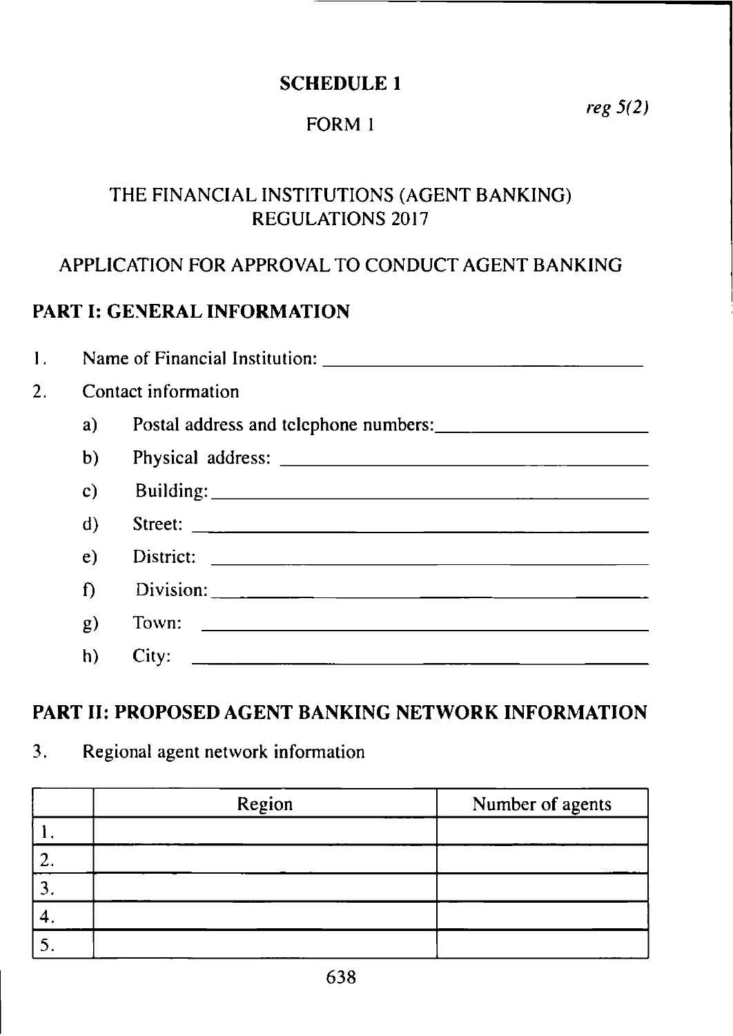# SCHEDULE 1

*reg 5(2)*

FORM 1

THE FINANCIAL INSTITUTIONS (AGENT BANKING) REGULATIONS 2017

APPLICATION FOR APPROVAL TO CONDUCT AGENT BANKING

## PART I: GENERAL INFORMATION

1. Name of Financial Institution: ______________________________

2. Contact information

   a) Postal address and telephone numbers: ____________________

   b) Physical address: ______________________________

   c) Building: ______________________________

   d) Street: ______________________________

   e) District: ______________________________

   f) Division: ______________________________

   g) Town: ______________________________

   h) City: ______________________________

## PART II: PROPOSED AGENT BANKING NETWORK INFORMATION

3. Regional agent network information

| | Region | Number of agents |
|---|---|---|
| 1. | | |
| 2. | | |
| 3. | | |
| 4. | | |
| 5. | | |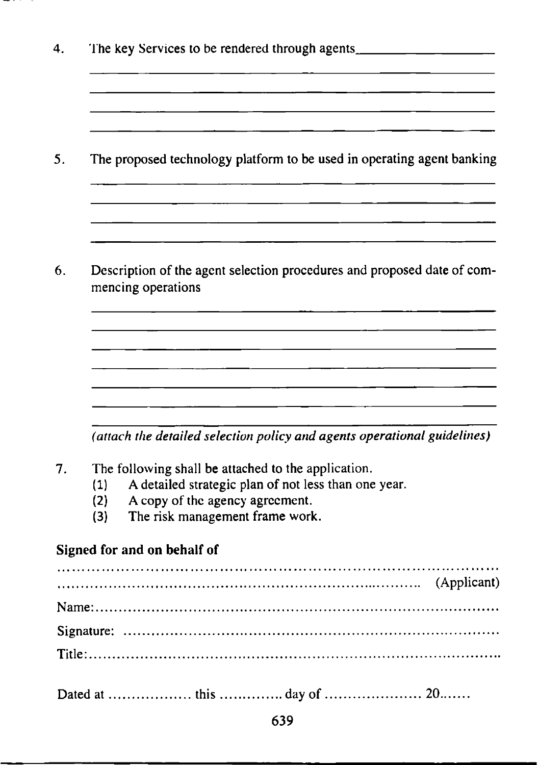4. The key Services to be rendered through agents\_\_\_\_\_\_\_\_\_\_\_\_\_\_\_\_\_\_

\_\_\_\_\_\_\_\_\_\_\_\_\_\_\_\_\_\_\_\_\_\_\_\_\_\_\_\_\_\_\_\_\_\_\_\_\_\_\_\_\_\_\_\_\_\_\_\_\_\_\_\_\_\_\_\_

\_\_\_\_\_\_\_\_\_\_\_\_\_\_\_\_\_\_\_\_\_\_\_\_\_\_\_\_\_\_\_\_\_\_\_\_\_\_\_\_\_\_\_\_\_\_\_\_\_\_\_\_\_\_\_\_

\_\_\_\_\_\_\_\_\_\_\_\_\_\_\_\_\_\_\_\_\_\_\_\_\_\_\_\_\_\_\_\_\_\_\_\_\_\_\_\_\_\_\_\_\_\_\_\_\_\_\_\_\_\_\_\_

\_\_\_\_\_\_\_\_\_\_\_\_\_\_\_\_\_\_\_\_\_\_\_\_\_\_\_\_\_\_\_\_\_\_\_\_\_\_\_\_\_\_\_\_\_\_\_\_\_\_\_\_\_\_\_\_

5. The proposed technology platform to be used in operating agent banking

\_\_\_\_\_\_\_\_\_\_\_\_\_\_\_\_\_\_\_\_\_\_\_\_\_\_\_\_\_\_\_\_\_\_\_\_\_\_\_\_\_\_\_\_\_\_\_\_\_\_\_\_\_\_\_\_

\_\_\_\_\_\_\_\_\_\_\_\_\_\_\_\_\_\_\_\_\_\_\_\_\_\_\_\_\_\_\_\_\_\_\_\_\_\_\_\_\_\_\_\_\_\_\_\_\_\_\_\_\_\_\_\_

\_\_\_\_\_\_\_\_\_\_\_\_\_\_\_\_\_\_\_\_\_\_\_\_\_\_\_\_\_\_\_\_\_\_\_\_\_\_\_\_\_\_\_\_\_\_\_\_\_\_\_\_\_\_\_\_

\_\_\_\_\_\_\_\_\_\_\_\_\_\_\_\_\_\_\_\_\_\_\_\_\_\_\_\_\_\_\_\_\_\_\_\_\_\_\_\_\_\_\_\_\_\_\_\_\_\_\_\_\_\_\_\_

6. Description of the agent selection procedures and proposed date of commencing operations

\_\_\_\_\_\_\_\_\_\_\_\_\_\_\_\_\_\_\_\_\_\_\_\_\_\_\_\_\_\_\_\_\_\_\_\_\_\_\_\_\_\_\_\_\_\_\_\_\_\_\_\_\_\_\_\_

\_\_\_\_\_\_\_\_\_\_\_\_\_\_\_\_\_\_\_\_\_\_\_\_\_\_\_\_\_\_\_\_\_\_\_\_\_\_\_\_\_\_\_\_\_\_\_\_\_\_\_\_\_\_\_\_

\_\_\_\_\_\_\_\_\_\_\_\_\_\_\_\_\_\_\_\_\_\_\_\_\_\_\_\_\_\_\_\_\_\_\_\_\_\_\_\_\_\_\_\_\_\_\_\_\_\_\_\_\_\_\_\_

\_\_\_\_\_\_\_\_\_\_\_\_\_\_\_\_\_\_\_\_\_\_\_\_\_\_\_\_\_\_\_\_\_\_\_\_\_\_\_\_\_\_\_\_\_\_\_\_\_\_\_\_\_\_\_\_

\_\_\_\_\_\_\_\_\_\_\_\_\_\_\_\_\_\_\_\_\_\_\_\_\_\_\_\_\_\_\_\_\_\_\_\_\_\_\_\_\_\_\_\_\_\_\_\_\_\_\_\_\_\_\_\_

\_\_\_\_\_\_\_\_\_\_\_\_\_\_\_\_\_\_\_\_\_\_\_\_\_\_\_\_\_\_\_\_\_\_\_\_\_\_\_\_\_\_\_\_\_\_\_\_\_\_\_\_\_\_\_\_

\_\_\_\_\_\_\_\_\_\_\_\_\_\_\_\_\_\_\_\_\_\_\_\_\_\_\_\_\_\_\_\_\_\_\_\_\_\_\_\_\_\_\_\_\_\_\_\_\_\_\_\_\_\_\_\_

*(attach the detailed selection policy and agents operational guidelines)*

7. The following shall be attached to the application.
   (1) A detailed strategic plan of not less than one year.
   (2) A copy of the agency agreement.
   (3) The risk management frame work.

**Signed for and on behalf of**

.......................................................................................

....................................................................... (Applicant)

Name:..................................................................................

Signature: ...........................................................................

Title:....................................................................................

Dated at .................. this ............. day of ..................... 20.......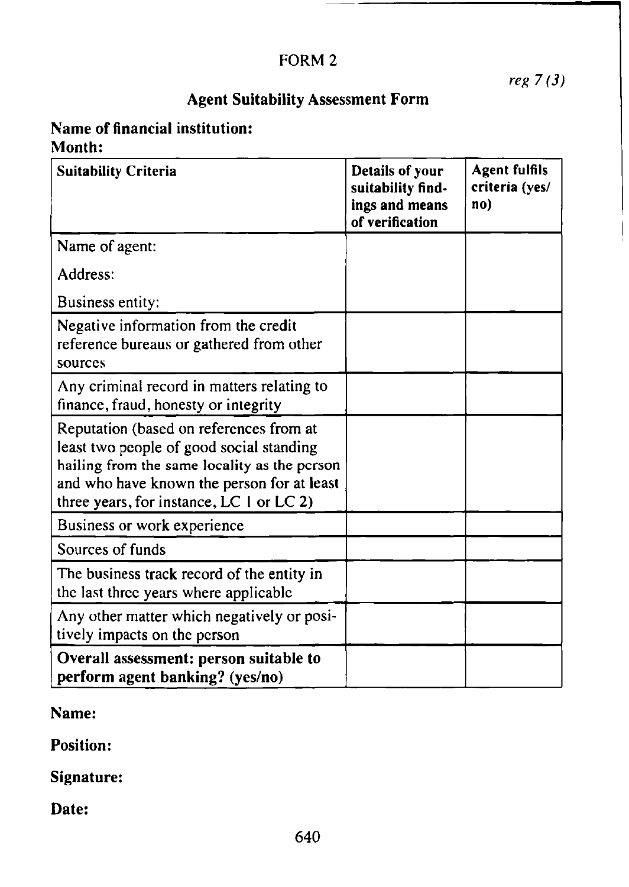# FORM 2

*reg 7 (3)*

## Agent Suitability Assessment Form

**Name of financial institution:**

**Month:**

| Suitability Criteria | Details of your suitability findings and means of verification | Agent fulfils criteria (yes/no) |
|---|---|---|
| Name of agent:<br>Address:<br>Business entity: | | |
| Negative information from the credit reference bureaus or gathered from other sources | | |
| Any criminal record in matters relating to finance, fraud, honesty or integrity | | |
| Reputation (based on references from at least two people of good social standing hailing from the same locality as the person and who have known the person for at least three years, for instance, LC 1 or LC 2) | | |
| Business or work experience | | |
| Sources of funds | | |
| The business track record of the entity in the last three years where applicable | | |
| Any other matter which negatively or positively impacts on the person | | |
| **Overall assessment: person suitable to perform agent banking? (yes/no)** | | |

**Name:**

**Position:**

**Signature:**

**Date:**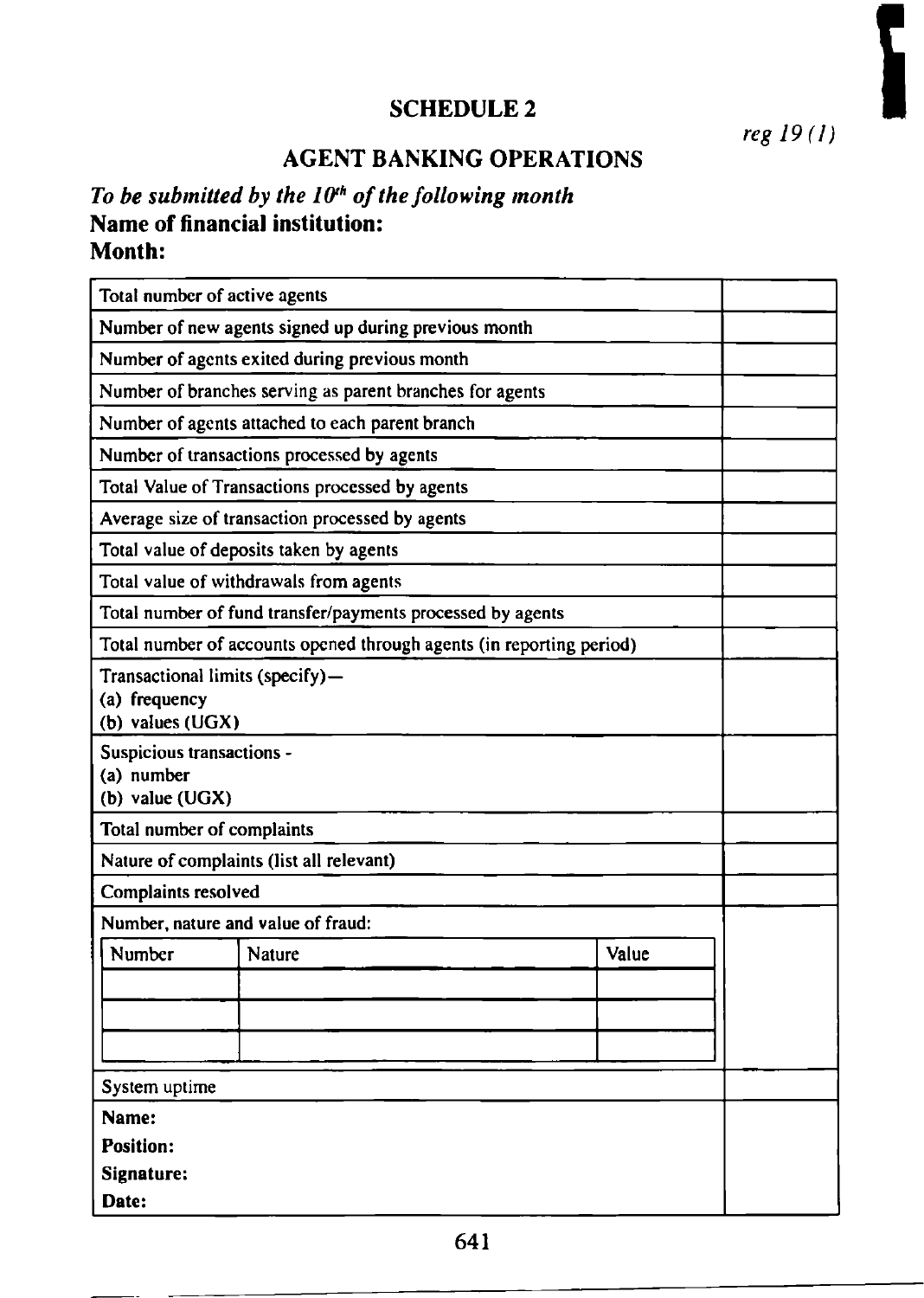## SCHEDULE 2

*reg 19 (1)*

## AGENT BANKING OPERATIONS

***To be submitted by the $10^{th}$ of the following month***

**Name of financial institution:**

**Month:**

| | |
|---|---|
| Total number of active agents | |
| Number of new agents signed up during previous month | |
| Number of agents exited during previous month | |
| Number of branches serving as parent branches for agents | |
| Number of agents attached to each parent branch | |
| Number of transactions processed by agents | |
| Total Value of Transactions processed by agents | |
| Average size of transaction processed by agents | |
| Total value of deposits taken by agents | |
| Total value of withdrawals from agents | |
| Total number of fund transfer/payments processed by agents | |
| Total number of accounts opened through agents (in reporting period) | |
| Transactional limits (specify)— (a) frequency (b) values (UGX) | |
| Suspicious transactions - (a) number (b) value (UGX) | |
| Total number of complaints | |
| Nature of complaints (list all relevant) | |
| Complaints resolved | |
| Number, nature and value of fraud: | |
| System uptime | |
| **Name:** **Position:** **Signature:** **Date:** | |

| Number | Nature | Value |
|---|---|---|
| | | |
| | | |
| | | |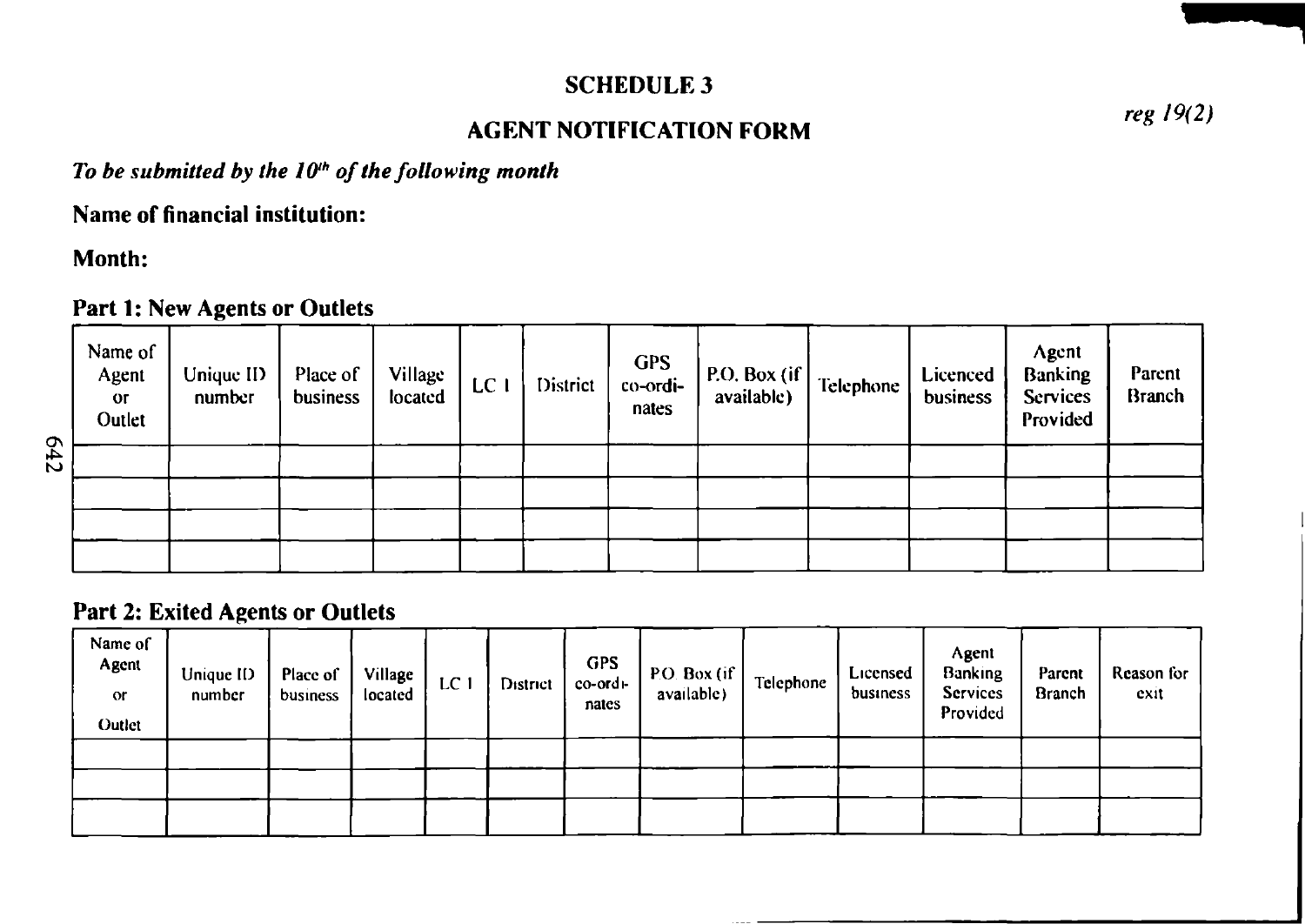# SCHEDULE 3

## AGENT NOTIFICATION FORM

*reg 19(2)*

***To be submitted by the 10th of the following month***

**Name of financial institution:**

**Month:**

### Part 1: New Agents or Outlets

| Name of Agent or Outlet | Unique ID number | Place of business | Village located | LC 1 | District | GPS co-ordinates | P.O. Box (if available) | Telephone | Licenced business | Agent Banking Services Provided | Parent Branch |
|---|---|---|---|---|---|---|---|---|---|---|---|
| | | | | | | | | | | | |
| | | | | | | | | | | | |
| | | | | | | | | | | | |
| | | | | | | | | | | | |

### Part 2: Exited Agents or Outlets

| Name of Agent or Outlet | Unique ID number | Place of business | Village located | LC 1 | District | GPS co-ordinates | P.O. Box (if available) | Telephone | Licensed business | Agent Banking Services Provided | Parent Branch | Reason for exit |
|---|---|---|---|---|---|---|---|---|---|---|---|---|
| | | | | | | | | | | | | |
| | | | | | | | | | | | | |
| | | | | | | | | | | | | |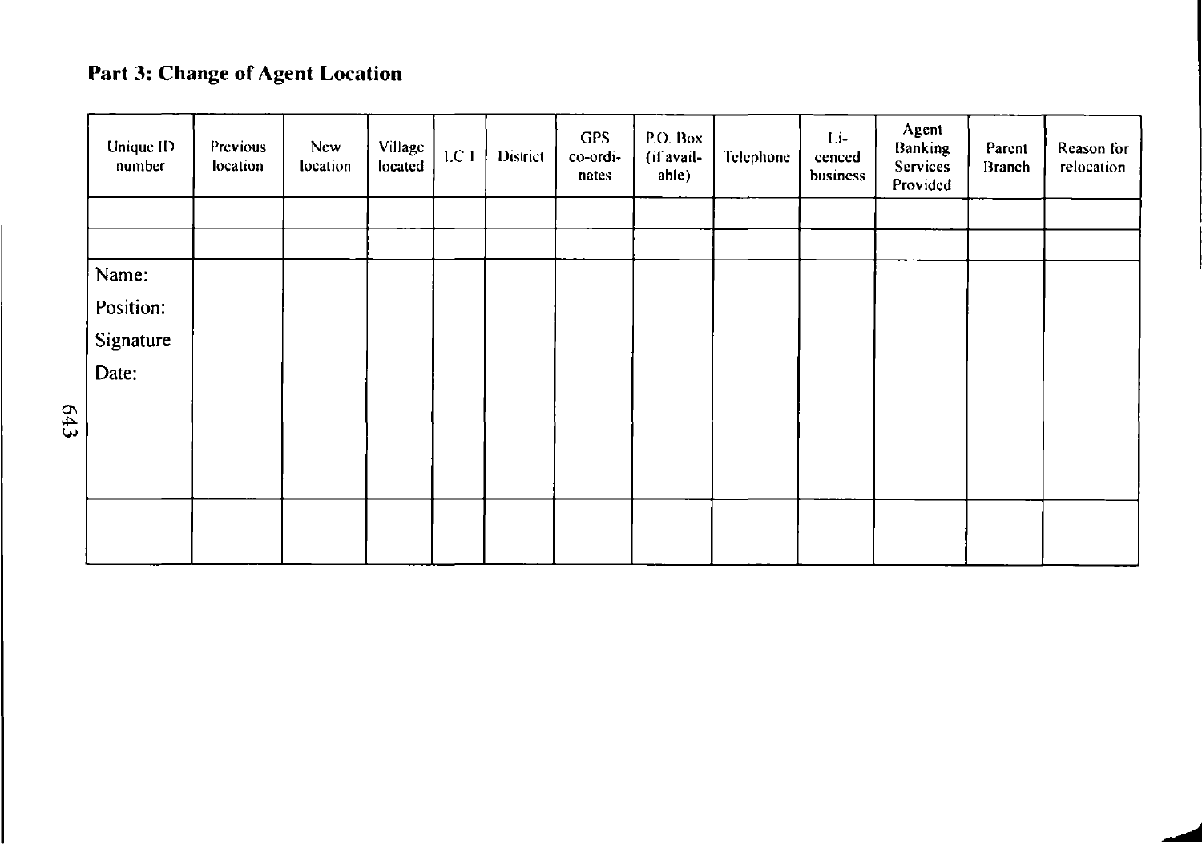## Part 3: Change of Agent Location

| Unique ID number | Previous location | New location | Village located | LC 1 | District | GPS co-ordinates | P.O. Box (if available) | Telephone | Licenced business | Agent Banking Services Provided | Parent Branch | Reason for relocation |
|---|---|---|---|---|---|---|---|---|---|---|---|---|
| | | | | | | | | | | | | |
| | | | | | | | | | | | | |
| Name:<br>Position:<br>Signature<br>Date: | | | | | | | | | | | | |
| | | | | | | | | | | | | |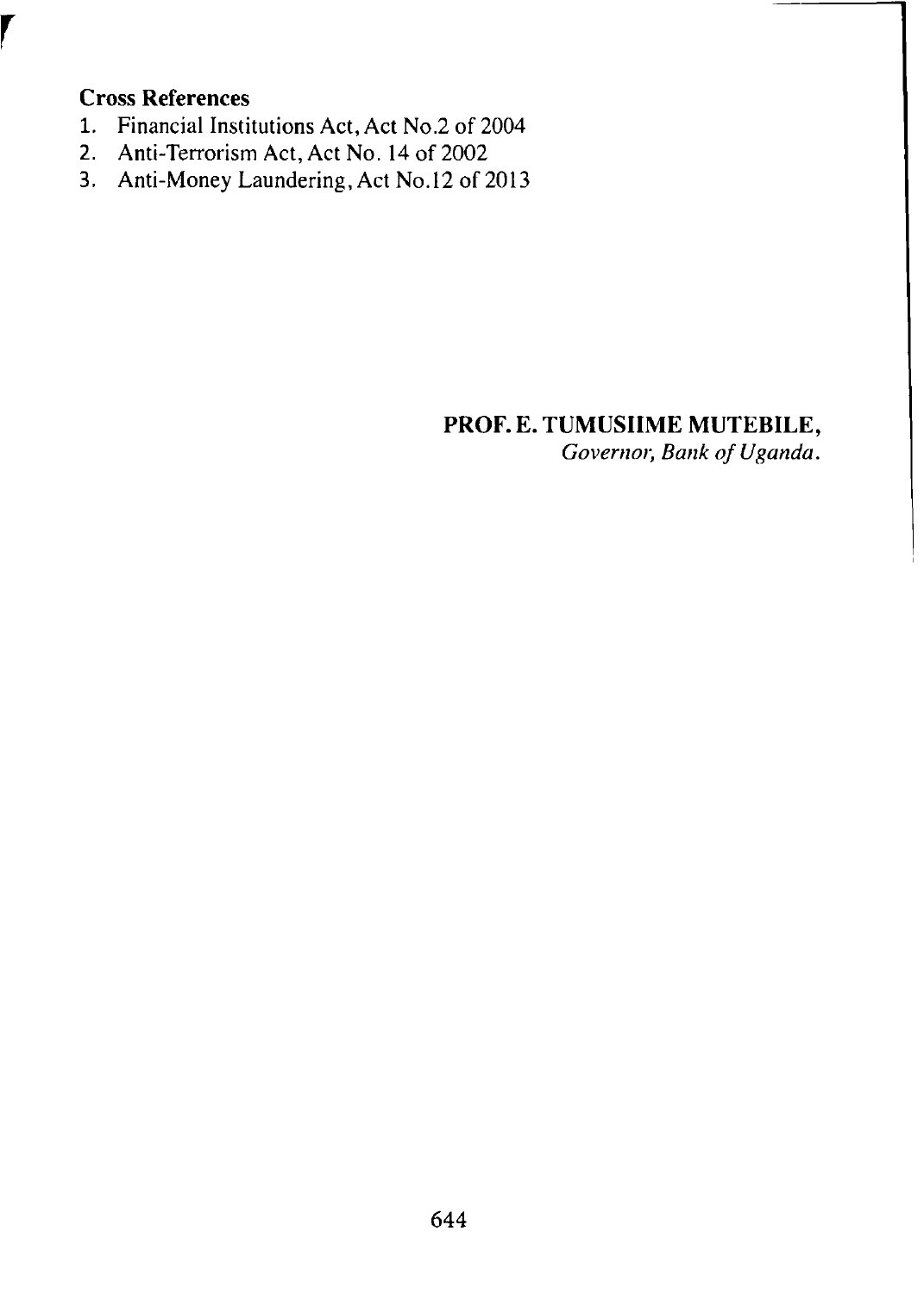**Cross References**

1. Financial Institutions Act, Act No.2 of 2004
2. Anti-Terrorism Act, Act No. 14 of 2002
3. Anti-Money Laundering, Act No.12 of 2013

**PROF. E. TUMUSIIME MUTEBILE,**
*Governor, Bank of Uganda.*